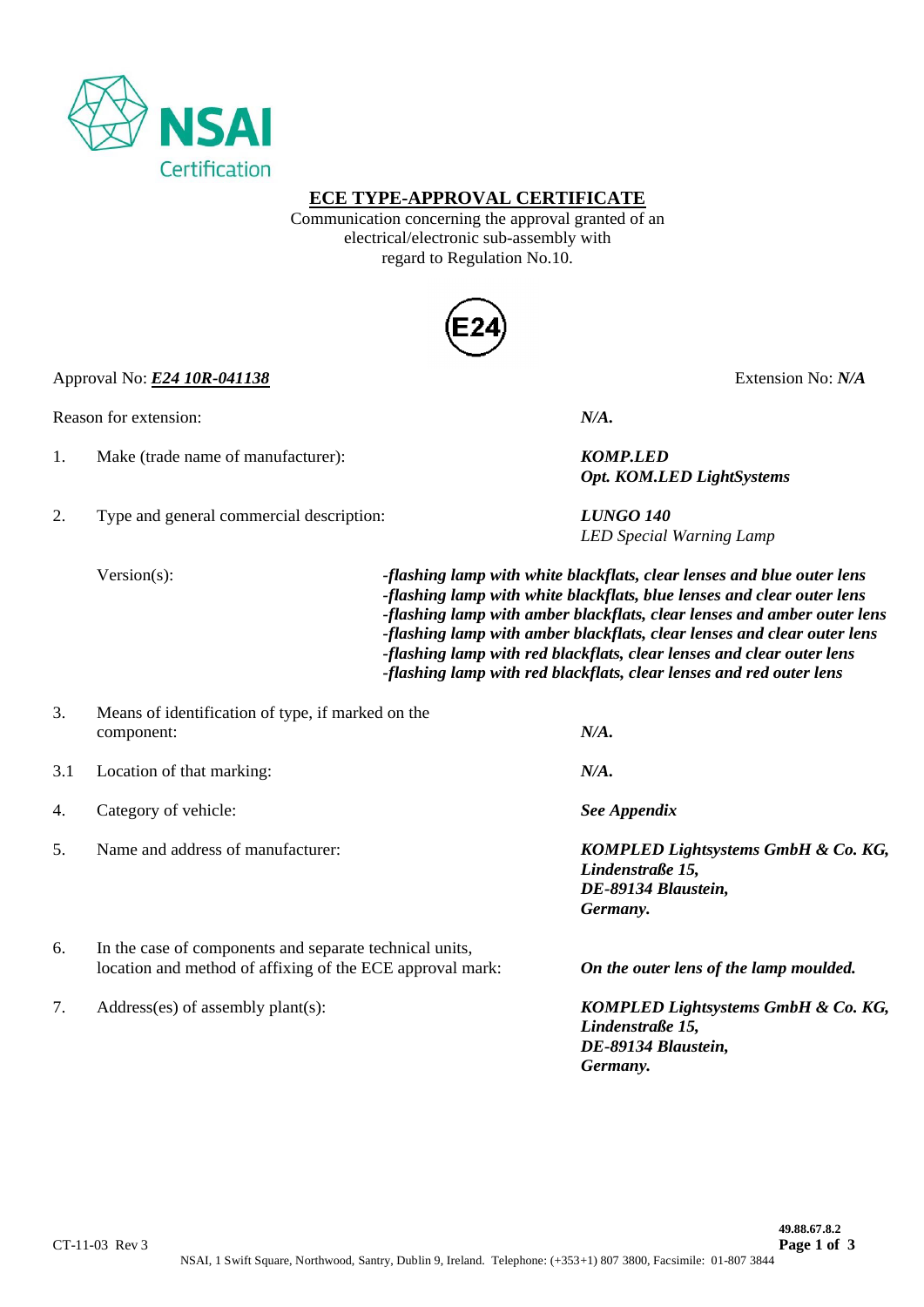NSAI Certification

# ECE TYPE-APPROVAL CERTIFICATE

Communication concerning the approval granted of an electrical/electronic sub-assembly with regard to Regulation No.10.

E24

Approval No: ***E24 10R-041138*** Extension No: ***N/A***

Reason for extension: ***N/A.***

1. Make (trade name of manufacturer): ***KOMP.LED***
   ***Opt. KOM.LED LightSystems***

2. Type and general commercial description: ***LUNGO 140***
   *LED Special Warning Lamp*

   Version(s):
   ***-flashing lamp with white blackflats, clear lenses and blue outer lens***
   ***-flashing lamp with white blackflats, blue lenses and clear outer lens***
   ***-flashing lamp with amber blackflats, clear lenses and amber outer lens***
   ***-flashing lamp with amber blackflats, clear lenses and clear outer lens***
   ***-flashing lamp with red blackflats, clear lenses and clear outer lens***
   ***-flashing lamp with red blackflats, clear lenses and red outer lens***

3. Means of identification of type, if marked on the component: ***N/A.***

3.1 Location of that marking: ***N/A.***

4. Category of vehicle: ***See Appendix***

5. Name and address of manufacturer: ***KOMPLED Lightsystems GmbH & Co. KG, Lindenstraße 15, DE-89134 Blaustein, Germany.***

6. In the case of components and separate technical units, location and method of affixing of the ECE approval mark: ***On the outer lens of the lamp moulded.***

7. Address(es) of assembly plant(s): ***KOMPLED Lightsystems GmbH & Co. KG, Lindenstraße 15, DE-89134 Blaustein, Germany.***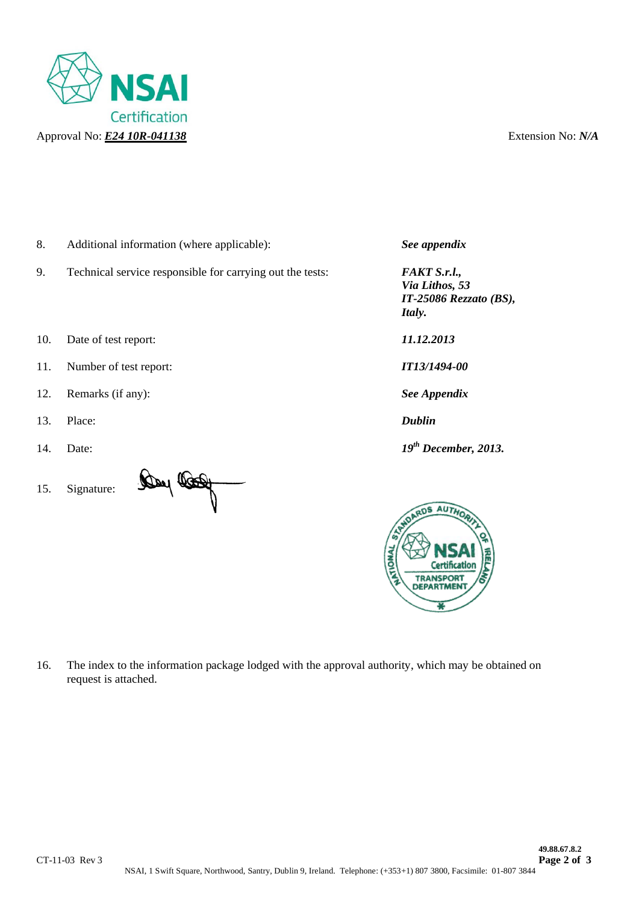Approval No: ***E24 10R-041138*** Extension No: ***N/A***

| | | |
|---|---|---|
| 8. | Additional information (where applicable): | ***See appendix*** |
| 9. | Technical service responsible for carrying out the tests: | ***FAKT S.r.l., Via Lithos, 53 IT-25086 Rezzato (BS), Italy.*** |
| 10. | Date of test report: | ***11.12.2013*** |
| 11. | Number of test report: | ***IT13/1494-00*** |
| 12. | Remarks (if any): | ***See Appendix*** |
| 13. | Place: | ***Dublin*** |
| 14. | Date: | ***19th December, 2013.*** |
| 15. | Signature: | |

NATIONAL STANDARDS AUTHORITY OF IRELAND — NSAI Certification — TRANSPORT DEPARTMENT

16. The index to the information package lodged with the approval authority, which may be obtained on request is attached.

CT-11-03 Rev 3

49.88.67.8.2

NSAI, 1 Swift Square, Northwood, Santry, Dublin 9, Ireland. Telephone: (+353+1) 807 3800, Facsimile: 01-807 3844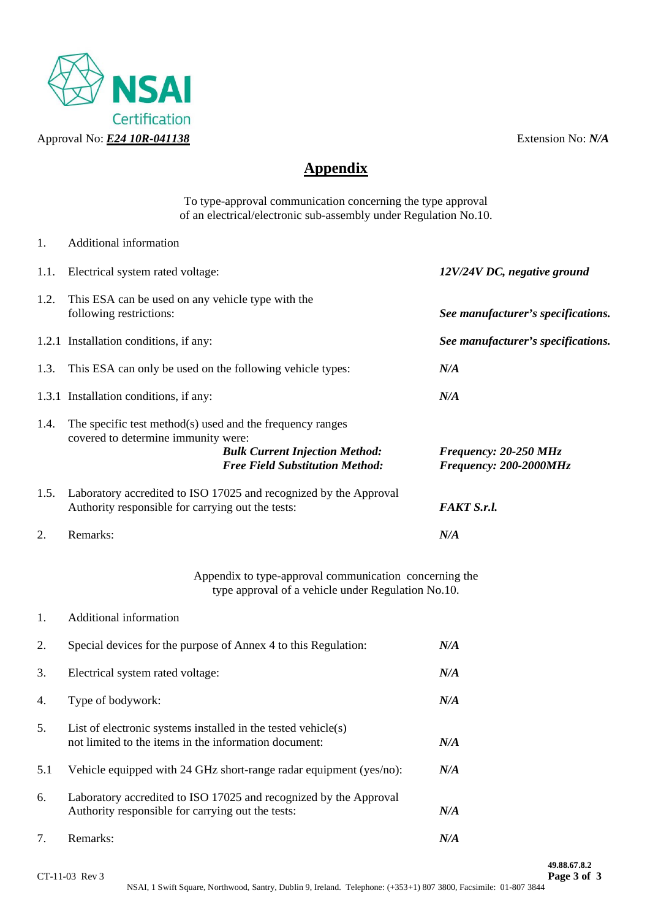Approval No: ***E24 10R-041138*** Extension No: ***N/A***

# Appendix

To type-approval communication concerning the type approval of an electrical/electronic sub-assembly under Regulation No.10.

| | | |
|---|---|---|
| 1. | Additional information | |
| 1.1. | Electrical system rated voltage: | ***12V/24V DC, negative ground*** |
| 1.2. | This ESA can be used on any vehicle type with the following restrictions: | ***See manufacturer's specifications.*** |
| 1.2.1 | Installation conditions, if any: | ***See manufacturer's specifications.*** |
| 1.3. | This ESA can only be used on the following vehicle types: | ***N/A*** |
| 1.3.1 | Installation conditions, if any: | ***N/A*** |
| 1.4. | The specific test method(s) used and the frequency ranges covered to determine immunity were:<br>***Bulk Current Injection Method:***<br>***Free Field Substitution Method:*** | <br>***Frequency: 20-250 MHz***<br>***Frequency: 200-2000MHz*** |
| 1.5. | Laboratory accredited to ISO 17025 and recognized by the Approval Authority responsible for carrying out the tests: | ***FAKT S.r.l.*** |
| 2. | Remarks: | ***N/A*** |

Appendix to type-approval communication concerning the type approval of a vehicle under Regulation No.10.

| | | |
|---|---|---|
| 1. | Additional information | |
| 2. | Special devices for the purpose of Annex 4 to this Regulation: | ***N/A*** |
| 3. | Electrical system rated voltage: | ***N/A*** |
| 4. | Type of bodywork: | ***N/A*** |
| 5. | List of electronic systems installed in the tested vehicle(s) not limited to the items in the information document: | ***N/A*** |
| 5.1 | Vehicle equipped with 24 GHz short-range radar equipment (yes/no): | ***N/A*** |
| 6. | Laboratory accredited to ISO 17025 and recognized by the Approval Authority responsible for carrying out the tests: | ***N/A*** |
| 7. | Remarks: | ***N/A*** |

CT-11-03 Rev 3

**49.88.67.8.2**

NSAI, 1 Swift Square, Northwood, Santry, Dublin 9, Ireland. Telephone: (+353+1) 807 3800, Facsimile: 01-807 3844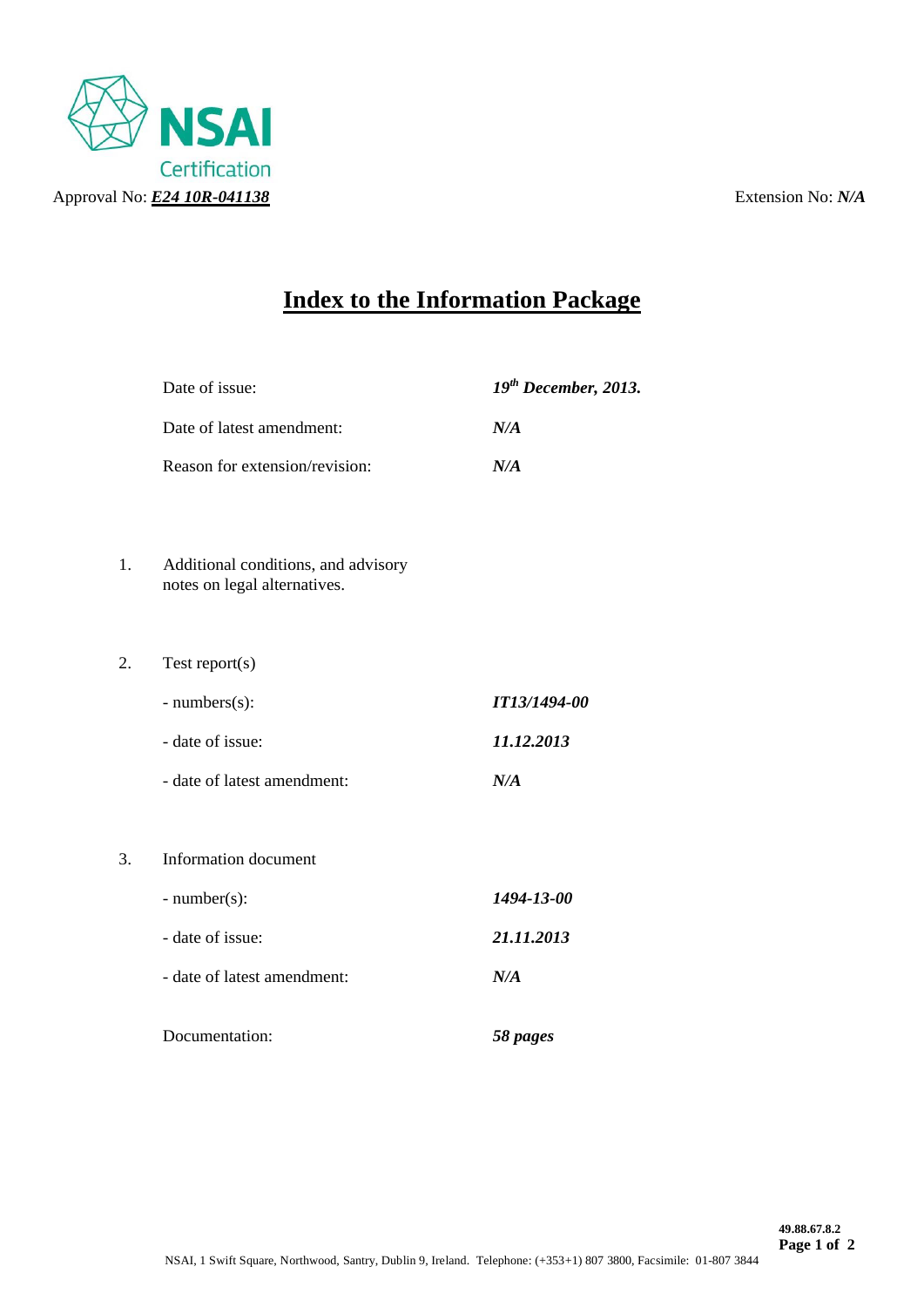NSAI Certification

Approval No: ***E24 10R-041138*** Extension No: ***N/A***

# Index to the Information Package

| | |
|---|---|
| Date of issue: | ***19th December, 2013.*** |
| Date of latest amendment: | ***N/A*** |
| Reason for extension/revision: | ***N/A*** |

1. Additional conditions, and advisory notes on legal alternatives.

2. Test report(s)

| | |
|---|---|
| - numbers(s): | ***IT13/1494-00*** |
| - date of issue: | ***11.12.2013*** |
| - date of latest amendment: | ***N/A*** |

3. Information document

| | |
|---|---|
| - number(s): | ***1494-13-00*** |
| - date of issue: | ***21.11.2013*** |
| - date of latest amendment: | ***N/A*** |
| Documentation: | ***58 pages*** |

**49.88.67.8.2**

NSAI, 1 Swift Square, Northwood, Santry, Dublin 9, Ireland. Telephone: (+353+1) 807 3800, Facsimile: 01-807 3844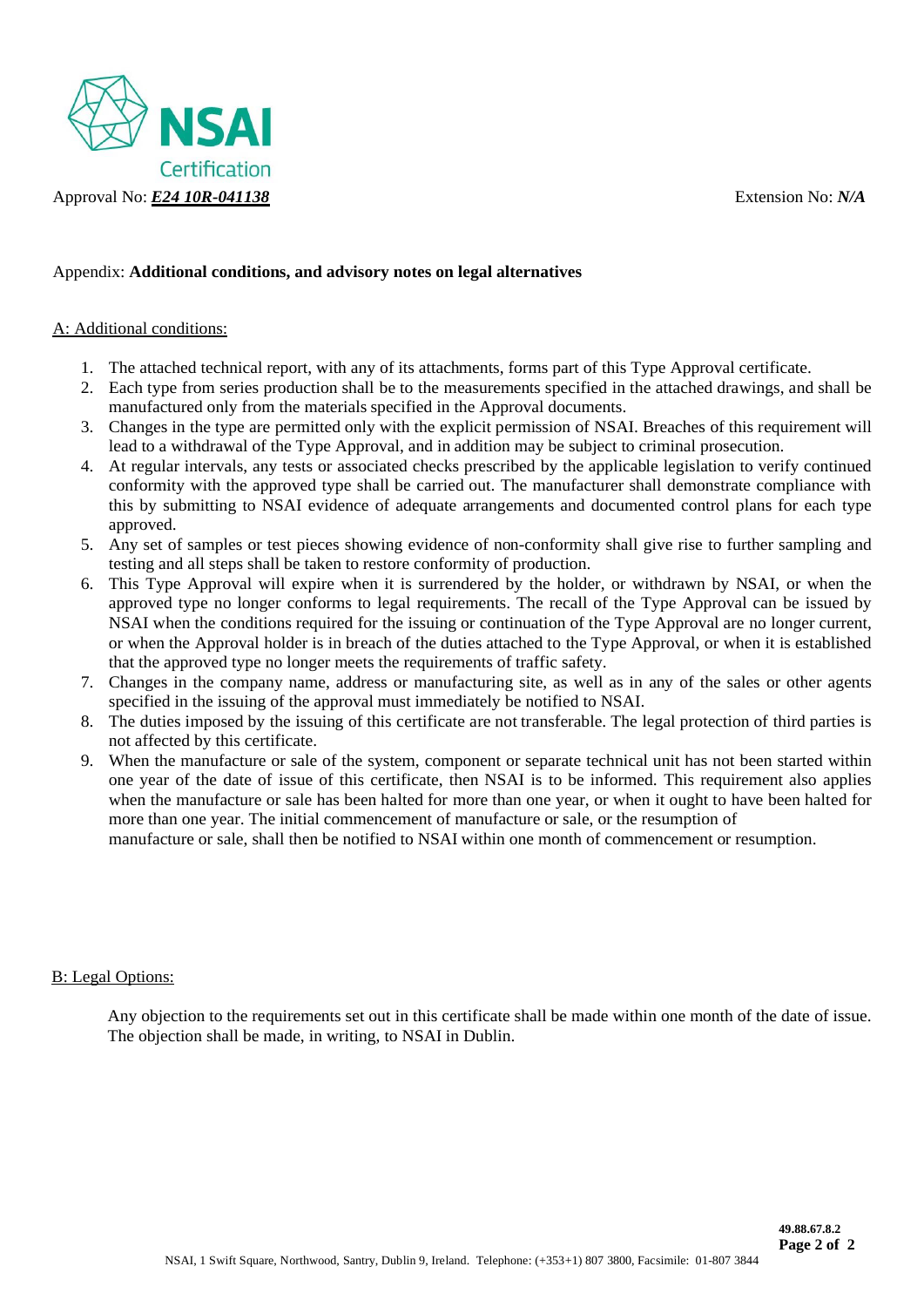Approval No: ***E24 10R-041138*** Extension No: ***N/A***

Appendix: **Additional conditions, and advisory notes on legal alternatives**

A: Additional conditions:

1. The attached technical report, with any of its attachments, forms part of this Type Approval certificate.
2. Each type from series production shall be to the measurements specified in the attached drawings, and shall be manufactured only from the materials specified in the Approval documents.
3. Changes in the type are permitted only with the explicit permission of NSAI. Breaches of this requirement will lead to a withdrawal of the Type Approval, and in addition may be subject to criminal prosecution.
4. At regular intervals, any tests or associated checks prescribed by the applicable legislation to verify continued conformity with the approved type shall be carried out. The manufacturer shall demonstrate compliance with this by submitting to NSAI evidence of adequate arrangements and documented control plans for each type approved.
5. Any set of samples or test pieces showing evidence of non-conformity shall give rise to further sampling and testing and all steps shall be taken to restore conformity of production.
6. This Type Approval will expire when it is surrendered by the holder, or withdrawn by NSAI, or when the approved type no longer conforms to legal requirements. The recall of the Type Approval can be issued by NSAI when the conditions required for the issuing or continuation of the Type Approval are no longer current, or when the Approval holder is in breach of the duties attached to the Type Approval, or when it is established that the approved type no longer meets the requirements of traffic safety.
7. Changes in the company name, address or manufacturing site, as well as in any of the sales or other agents specified in the issuing of the approval must immediately be notified to NSAI.
8. The duties imposed by the issuing of this certificate are not transferable. The legal protection of third parties is not affected by this certificate.
9. When the manufacture or sale of the system, component or separate technical unit has not been started within one year of the date of issue of this certificate, then NSAI is to be informed. This requirement also applies when the manufacture or sale has been halted for more than one year, or when it ought to have been halted for more than one year. The initial commencement of manufacture or sale, or the resumption of manufacture or sale, shall then be notified to NSAI within one month of commencement or resumption.

B: Legal Options:

Any objection to the requirements set out in this certificate shall be made within one month of the date of issue. The objection shall be made, in writing, to NSAI in Dublin.

49.88.67.8.2

NSAI, 1 Swift Square, Northwood, Santry, Dublin 9, Ireland. Telephone: (+353+1) 807 3800, Facsimile: 01-807 3844